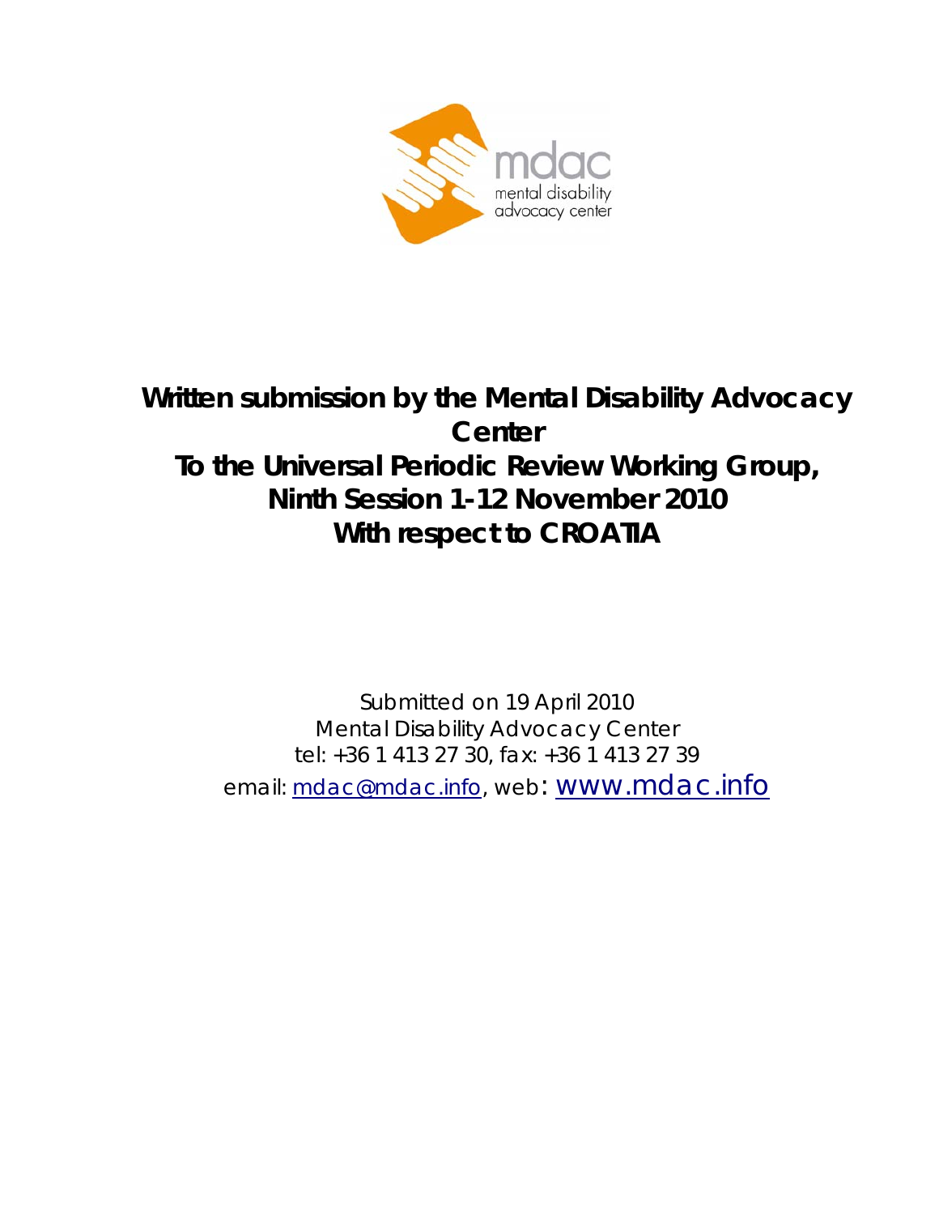mdac
mental disability
advocacy center

# Written submission by the Mental Disability Advocacy Center
# To the Universal Periodic Review Working Group, Ninth Session 1-12 November 2010
# With respect to CROATIA

Submitted on 19 April 2010
Mental Disability Advocacy Center
tel: +36 1 413 27 30, fax: +36 1 413 27 39
email: mdac@mdac.info, web: www.mdac.info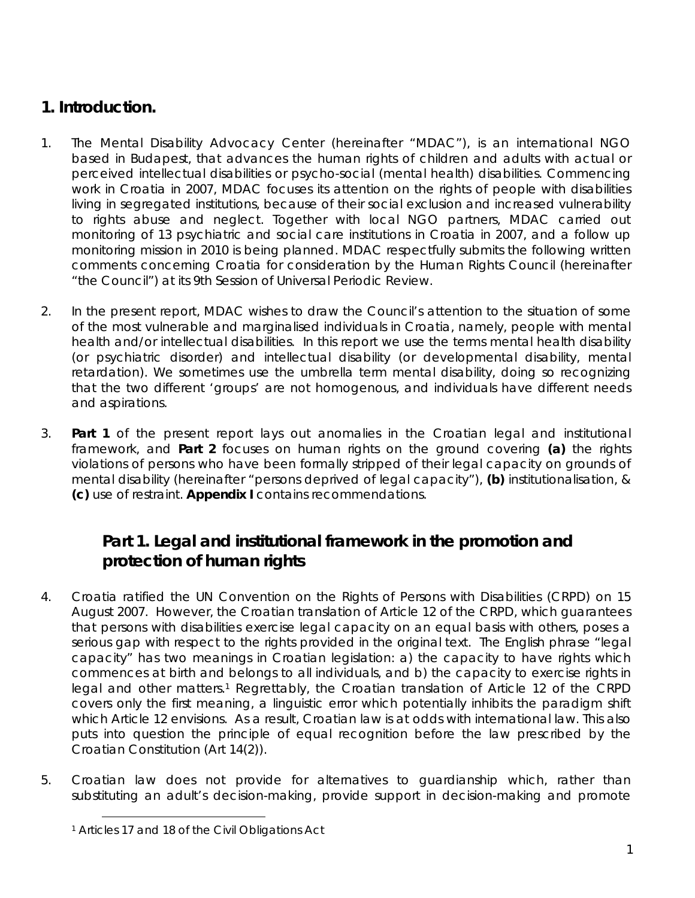## 1. Introduction.

1. The Mental Disability Advocacy Center (hereinafter "MDAC"), is an international NGO based in Budapest, that advances the human rights of children and adults with actual or perceived intellectual disabilities or psycho-social (mental health) disabilities. Commencing work in Croatia in 2007, MDAC focuses its attention on the rights of people with disabilities living in segregated institutions, because of their social exclusion and increased vulnerability to rights abuse and neglect. Together with local NGO partners, MDAC carried out monitoring of 13 psychiatric and social care institutions in Croatia in 2007, and a follow up monitoring mission in 2010 is being planned. MDAC respectfully submits the following written comments concerning Croatia for consideration by the Human Rights Council (hereinafter "the Council") at its 9th Session of Universal Periodic Review.

2. In the present report, MDAC wishes to draw the Council's attention to the situation of some of the most vulnerable and marginalised individuals in Croatia, namely, people with mental health and/or intellectual disabilities. In this report we use the terms mental health disability (or psychiatric disorder) and intellectual disability (or developmental disability, mental retardation). We sometimes use the umbrella term mental disability, doing so recognizing that the two different 'groups' are not homogenous, and individuals have different needs and aspirations.

3. **Part 1** of the present report lays out anomalies in the Croatian legal and institutional framework, and **Part 2** focuses on human rights on the ground covering **(a)** the rights violations of persons who have been formally stripped of their legal capacity on grounds of mental disability (hereinafter "persons deprived of legal capacity"), **(b)** institutionalisation, & **(c)** use of restraint. **Appendix I** contains recommendations.

## Part 1. Legal and institutional framework in the promotion and protection of human rights

4. Croatia ratified the UN Convention on the Rights of Persons with Disabilities (CRPD) on 15 August 2007. However, the Croatian translation of Article 12 of the CRPD, which guarantees that persons with disabilities exercise legal capacity on an equal basis with others, poses a serious gap with respect to the rights provided in the original text. The English phrase "legal capacity" has two meanings in Croatian legislation: a) the capacity to have rights which commences at birth and belongs to all individuals, and b) the capacity to exercise rights in legal and other matters.[1] Regrettably, the Croatian translation of Article 12 of the CRPD covers only the first meaning, a linguistic error which potentially inhibits the paradigm shift which Article 12 envisions. As a result, Croatian law is at odds with international law. This also puts into question the principle of equal recognition before the law prescribed by the Croatian Constitution (Art 14(2)).

5. Croatian law does not provide for alternatives to guardianship which, rather than substituting an adult's decision-making, provide support in decision-making and promote

[1] Articles 17 and 18 of the Civil Obligations Act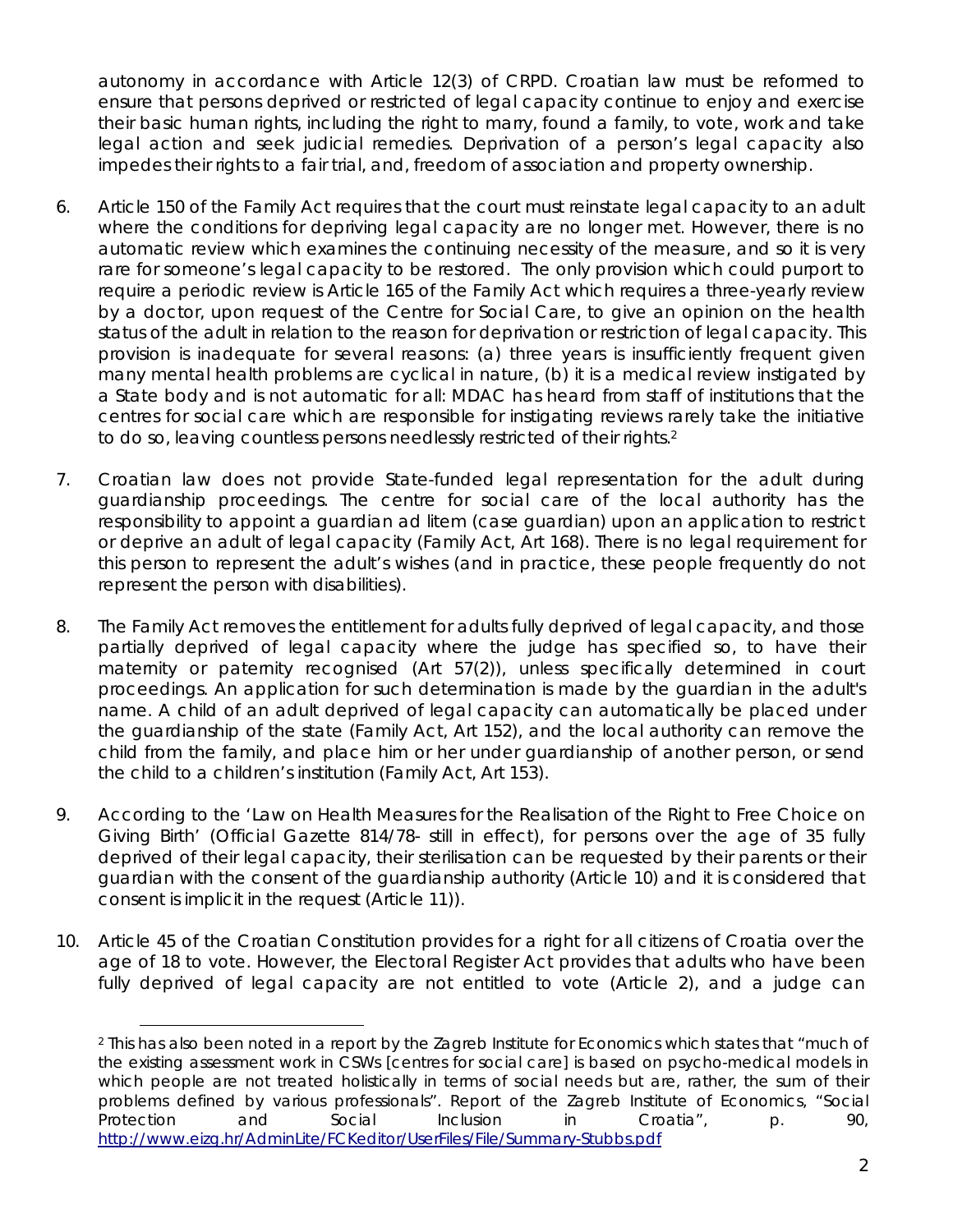autonomy in accordance with Article 12(3) of CRPD. Croatian law must be reformed to ensure that persons deprived or restricted of legal capacity continue to enjoy and exercise their basic human rights, including the right to marry, found a family, to vote, work and take legal action and seek judicial remedies. Deprivation of a person's legal capacity also impedes their rights to a fair trial, and, freedom of association and property ownership.

6. Article 150 of the Family Act requires that the court must reinstate legal capacity to an adult where the conditions for depriving legal capacity are no longer met. However, there is no automatic review which examines the continuing necessity of the measure, and so it is very rare for someone's legal capacity to be restored. The only provision which could purport to require a periodic review is Article 165 of the Family Act which requires a three-yearly review by a doctor, upon request of the Centre for Social Care, to give an opinion on the health status of the adult in relation to the reason for deprivation or restriction of legal capacity. This provision is inadequate for several reasons: (a) three years is insufficiently frequent given many mental health problems are cyclical in nature, (b) it is a medical review instigated by a State body and is not automatic for all: MDAC has heard from staff of institutions that the centres for social care which are responsible for instigating reviews rarely take the initiative to do so, leaving countless persons needlessly restricted of their rights.[2]

7. Croatian law does not provide State-funded legal representation for the adult during guardianship proceedings. The centre for social care of the local authority has the responsibility to appoint a guardian ad litem (case guardian) upon an application to restrict or deprive an adult of legal capacity (Family Act, Art 168). There is no legal requirement for this person to represent the adult's wishes (and in practice, these people frequently do not represent the person with disabilities).

8. The Family Act removes the entitlement for adults fully deprived of legal capacity, and those partially deprived of legal capacity where the judge has specified so, to have their maternity or paternity recognised (Art 57(2)), unless specifically determined in court proceedings. An application for such determination is made by the guardian in the adult's name. A child of an adult deprived of legal capacity can automatically be placed under the guardianship of the state (Family Act, Art 152), and the local authority can remove the child from the family, and place him or her under guardianship of another person, or send the child to a children's institution (Family Act, Art 153).

9. According to the 'Law on Health Measures for the Realisation of the Right to Free Choice on Giving Birth' (Official Gazette 814/78- still in effect), for persons over the age of 35 fully deprived of their legal capacity, their sterilisation can be requested by their parents or their guardian with the consent of the guardianship authority (Article 10) and it is considered that consent is implicit in the request (Article 11)).

10. Article 45 of the Croatian Constitution provides for a right for all citizens of Croatia over the age of 18 to vote. However, the Electoral Register Act provides that adults who have been fully deprived of legal capacity are not entitled to vote (Article 2), and a judge can

---

[2] This has also been noted in a report by the Zagreb Institute for Economics which states that "much of the existing assessment work in CSWs [centres for social care] is based on psycho-medical models in which people are not treated holistically in terms of social needs but are, rather, the sum of their problems defined by various professionals". Report of the Zagreb Institute of Economics, "Social Protection and Social Inclusion in Croatia", p. 90, http://www.eizg.hr/AdminLite/FCKeditor/UserFiles/File/Summary-Stubbs.pdf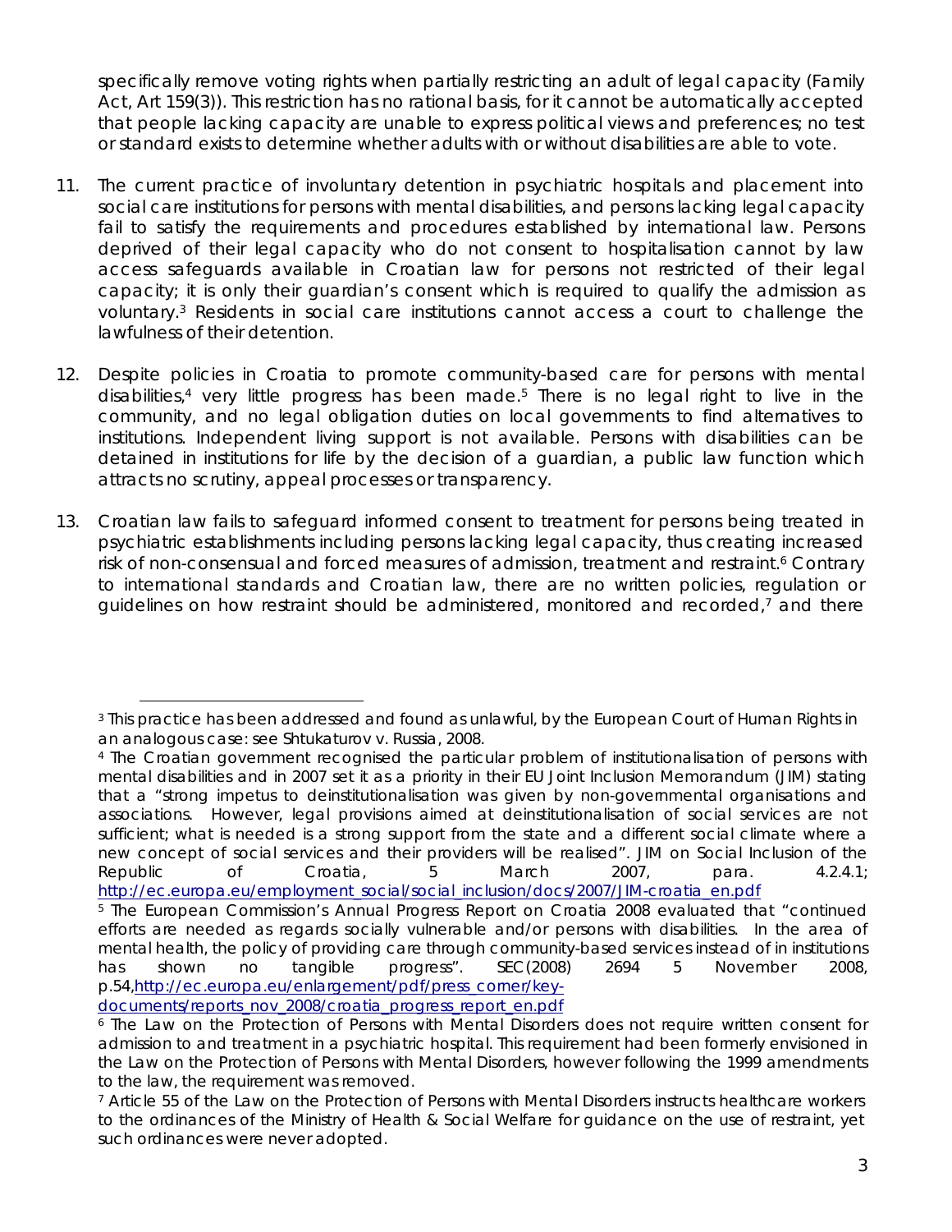specifically remove voting rights when partially restricting an adult of legal capacity (Family Act, Art 159(3)). This restriction has no rational basis, for it cannot be automatically accepted that people lacking capacity are unable to express political views and preferences; no test or standard exists to determine whether adults with or without disabilities are able to vote.

11. The current practice of involuntary detention in psychiatric hospitals and placement into social care institutions for persons with mental disabilities, and persons lacking legal capacity fail to satisfy the requirements and procedures established by international law. Persons deprived of their legal capacity who do not consent to hospitalisation cannot by law access safeguards available in Croatian law for persons not restricted of their legal capacity; it is only their guardian's consent which is required to qualify the admission as voluntary.[3] Residents in social care institutions cannot access a court to challenge the lawfulness of their detention.

12. Despite policies in Croatia to promote community-based care for persons with mental disabilities,[4] very little progress has been made.[5] There is no legal right to live in the community, and no legal obligation duties on local governments to find alternatives to institutions. Independent living support is not available. Persons with disabilities can be detained in institutions for life by the decision of a guardian, a public law function which attracts no scrutiny, appeal processes or transparency.

13. Croatian law fails to safeguard informed consent to treatment for persons being treated in psychiatric establishments including persons lacking legal capacity, thus creating increased risk of non-consensual and forced measures of admission, treatment and restraint.[6] Contrary to international standards and Croatian law, there are no written policies, regulation or guidelines on how restraint should be administered, monitored and recorded,[7] and there

---

[3] This practice has been addressed and found as unlawful, by the European Court of Human Rights in an analogous case: see *Shtukaturov v. Russia*, 2008.

[4] The Croatian government recognised the particular problem of institutionalisation of persons with mental disabilities and in 2007 set it as a priority in their EU Joint Inclusion Memorandum (JIM) stating that a "strong impetus to deinstitutionalisation was given by non-governmental organisations and associations. However, legal provisions aimed at deinstitutionalisation of social services are not sufficient; what is needed is a strong support from the state and a different social climate where a new concept of social services and their providers will be realised". JIM on Social Inclusion of the Republic of Croatia, 5 March 2007, para. 4.2.4.1; http://ec.europa.eu/employment_social/social_inclusion/docs/2007/JIM-croatia_en.pdf

[5] The European Commission's Annual Progress Report on Croatia 2008 evaluated that "continued efforts are needed as regards socially vulnerable and/or persons with disabilities. In the area of mental health, the policy of providing care through community-based services instead of in institutions has shown no tangible progress". SEC(2008) 2694 5 November 2008, p.54,http://ec.europa.eu/enlargement/pdf/press_corner/key-documents/reports_nov_2008/croatia_progress_report_en.pdf

[6] The Law on the Protection of Persons with Mental Disorders does not require written consent for admission to and treatment in a psychiatric hospital. This requirement had been formerly envisioned in the Law on the Protection of Persons with Mental Disorders, however following the 1999 amendments to the law, the requirement was removed.

[7] Article 55 of the Law on the Protection of Persons with Mental Disorders instructs healthcare workers to the ordinances of the Ministry of Health & Social Welfare for guidance on the use of restraint, yet such ordinances were never adopted.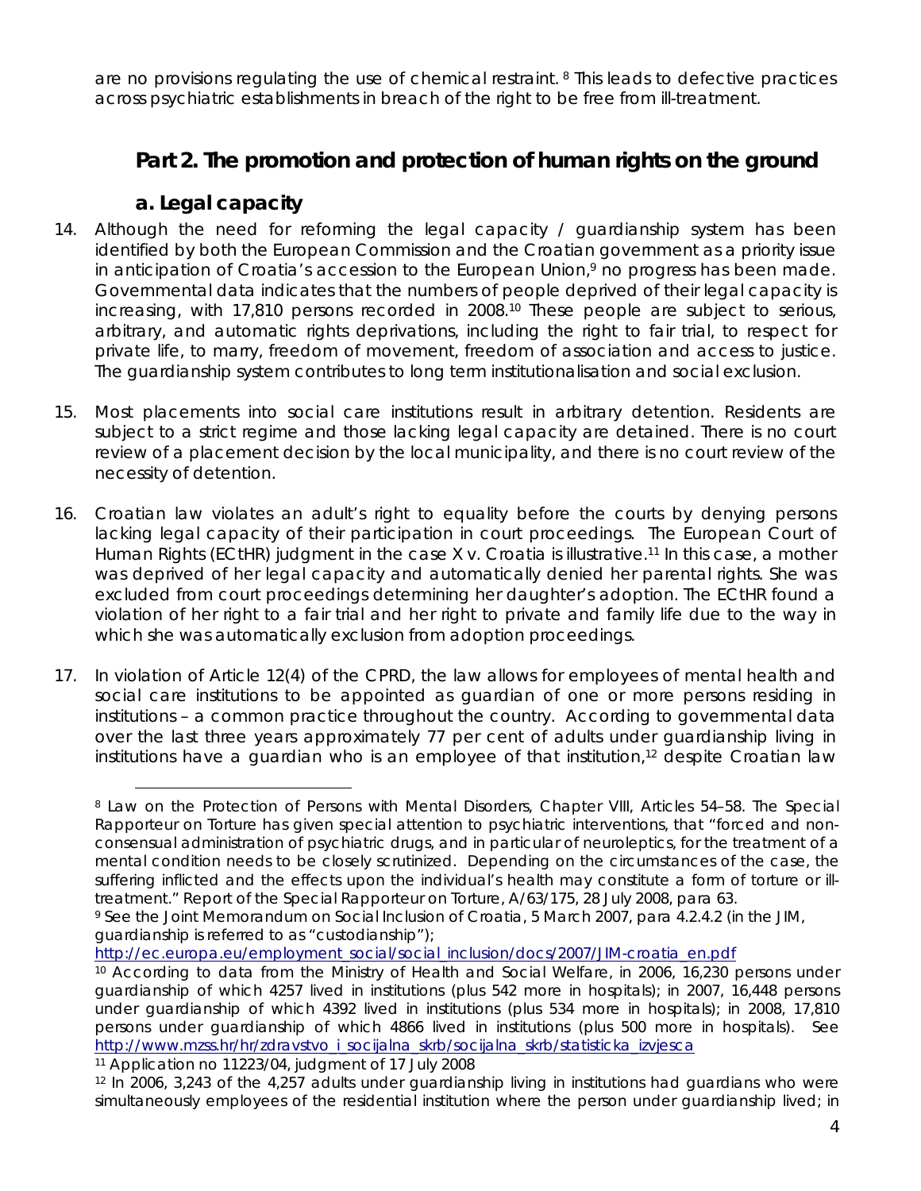are no provisions regulating the use of chemical restraint. [8] This leads to defective practices across psychiatric establishments in breach of the right to be free from ill-treatment.

## Part 2. The promotion and protection of human rights on the ground

### a. Legal capacity

14. Although the need for reforming the legal capacity / guardianship system has been identified by both the European Commission and the Croatian government as a priority issue in anticipation of Croatia's accession to the European Union,[9] no progress has been made. Governmental data indicates that the numbers of people deprived of their legal capacity is increasing, with 17,810 persons recorded in 2008.[10] These people are subject to serious, arbitrary, and automatic rights deprivations, including the right to fair trial, to respect for private life, to marry, freedom of movement, freedom of association and access to justice. The guardianship system contributes to long term institutionalisation and social exclusion.

15. Most placements into social care institutions result in arbitrary detention. Residents are subject to a strict regime and those lacking legal capacity are detained. There is no court review of a placement decision by the local municipality, and there is no court review of the necessity of detention.

16. Croatian law violates an adult's right to equality before the courts by denying persons lacking legal capacity of their participation in court proceedings. The European Court of Human Rights (ECtHR) judgment in the case *X v. Croatia* is illustrative.[11] In this case, a mother was deprived of her legal capacity and automatically denied her parental rights. She was excluded from court proceedings determining her daughter's adoption. The ECtHR found a violation of her right to a fair trial and her right to private and family life due to the way in which she was automatically exclusion from adoption proceedings.

17. In violation of Article 12(4) of the CPRD, the law allows for employees of mental health and social care institutions to be appointed as guardian of one or more persons residing in institutions – a common practice throughout the country. According to governmental data over the last three years approximately 77 per cent of adults under guardianship living in institutions have a guardian who is an employee of that institution,[12] despite Croatian law

---

[8] Law on the Protection of Persons with Mental Disorders, Chapter VIII, Articles 54–58. The Special Rapporteur on Torture has given special attention to psychiatric interventions, that "forced and non-consensual administration of psychiatric drugs, and in particular of neuroleptics, for the treatment of a mental condition needs to be closely scrutinized. Depending on the circumstances of the case, the suffering inflicted and the effects upon the individual's health may constitute a form of torture or ill-treatment." Report of the Special Rapporteur on Torture, A/63/175, 28 July 2008, para 63.

[9] See the Joint Memorandum on Social Inclusion of Croatia, 5 March 2007, para 4.2.4.2 (in the JIM, guardianship is referred to as "custodianship"); http://ec.europa.eu/employment_social/social_inclusion/docs/2007/JIM-croatia_en.pdf

[10] According to data from the Ministry of Health and Social Welfare, in 2006, 16,230 persons under guardianship of which 4257 lived in institutions (plus 542 more in hospitals); in 2007, 16,448 persons under guardianship of which 4392 lived in institutions (plus 534 more in hospitals); in 2008, 17,810 persons under guardianship of which 4866 lived in institutions (plus 500 more in hospitals). See http://www.mzss.hr/hr/zdravstvo_i_socijalna_skrb/socijalna_skrb/statisticka_izvjesca

[11] Application no 11223/04, judgment of 17 July 2008

[12] In 2006, 3,243 of the 4,257 adults under guardianship living in institutions had guardians who were simultaneously employees of the residential institution where the person under guardianship lived; in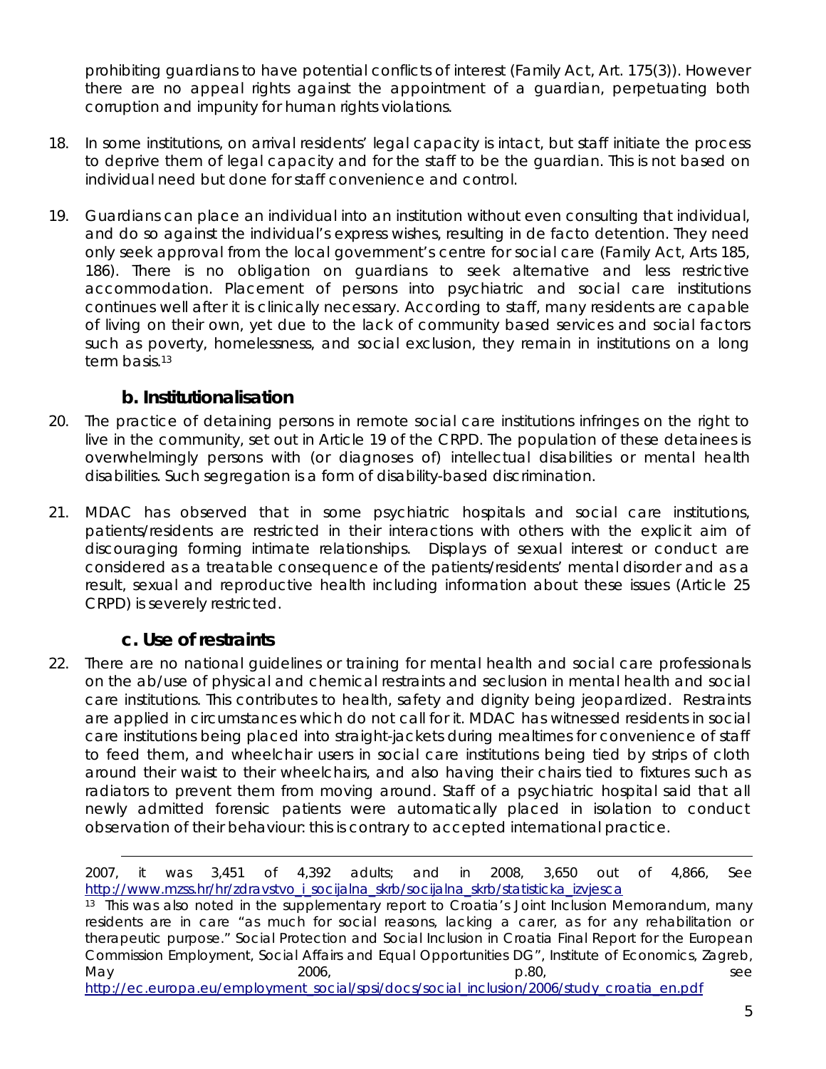prohibiting guardians to have potential conflicts of interest (Family Act, Art. 175(3)). However there are no appeal rights against the appointment of a guardian, perpetuating both corruption and impunity for human rights violations.

18. In some institutions, on arrival residents' legal capacity is intact, but staff initiate the process to deprive them of legal capacity and for the staff to be the guardian. This is not based on individual need but done for staff convenience and control.

19. Guardians can place an individual into an institution without even consulting that individual, and do so against the individual's express wishes, resulting in de facto detention. They need only seek approval from the local government's centre for social care (Family Act, Arts 185, 186). There is no obligation on guardians to seek alternative and less restrictive accommodation. Placement of persons into psychiatric and social care institutions continues well after it is clinically necessary. According to staff, many residents are capable of living on their own, yet due to the lack of community based services and social factors such as poverty, homelessness, and social exclusion, they remain in institutions on a long term basis.[13]

### b. Institutionalisation

20. The practice of detaining persons in remote social care institutions infringes on the right to live in the community, set out in Article 19 of the CRPD. The population of these detainees is overwhelmingly persons with (or diagnoses of) intellectual disabilities or mental health disabilities. Such segregation is a form of disability-based discrimination.

21. MDAC has observed that in some psychiatric hospitals and social care institutions, patients/residents are restricted in their interactions with others with the explicit aim of discouraging forming intimate relationships. Displays of sexual interest or conduct are considered as a treatable consequence of the patients/residents' mental disorder and as a result, sexual and reproductive health including information about these issues (Article 25 CRPD) is severely restricted.

### c. Use of restraints

22. There are no national guidelines or training for mental health and social care professionals on the ab/use of physical and chemical restraints and seclusion in mental health and social care institutions. This contributes to health, safety and dignity being jeopardized. Restraints are applied in circumstances which do not call for it. MDAC has witnessed residents in social care institutions being placed into straight-jackets during mealtimes for convenience of staff to feed them, and wheelchair users in social care institutions being tied by strips of cloth around their waist to their wheelchairs, and also having their chairs tied to fixtures such as radiators to prevent them from moving around. Staff of a psychiatric hospital said that all newly admitted forensic patients were automatically placed in isolation to conduct observation of their behaviour: this is contrary to accepted international practice.

---

2007, it was 3,451 of 4,392 adults; and in 2008, 3,650 out of 4,866, See http://www.mzss.hr/hr/zdravstvo_i_socijalna_skrb/socijalna_skrb/statisticka_izvjesca

[13] This was also noted in the supplementary report to Croatia's Joint Inclusion Memorandum, many residents are in care "as much for social reasons, lacking a carer, as for any rehabilitation or therapeutic purpose." Social Protection and Social Inclusion in Croatia Final Report for the European Commission Employment, Social Affairs and Equal Opportunities DG", Institute of Economics, Zagreb, May 2006, p.80, see http://ec.europa.eu/employment_social/spsi/docs/social_inclusion/2006/study_croatia_en.pdf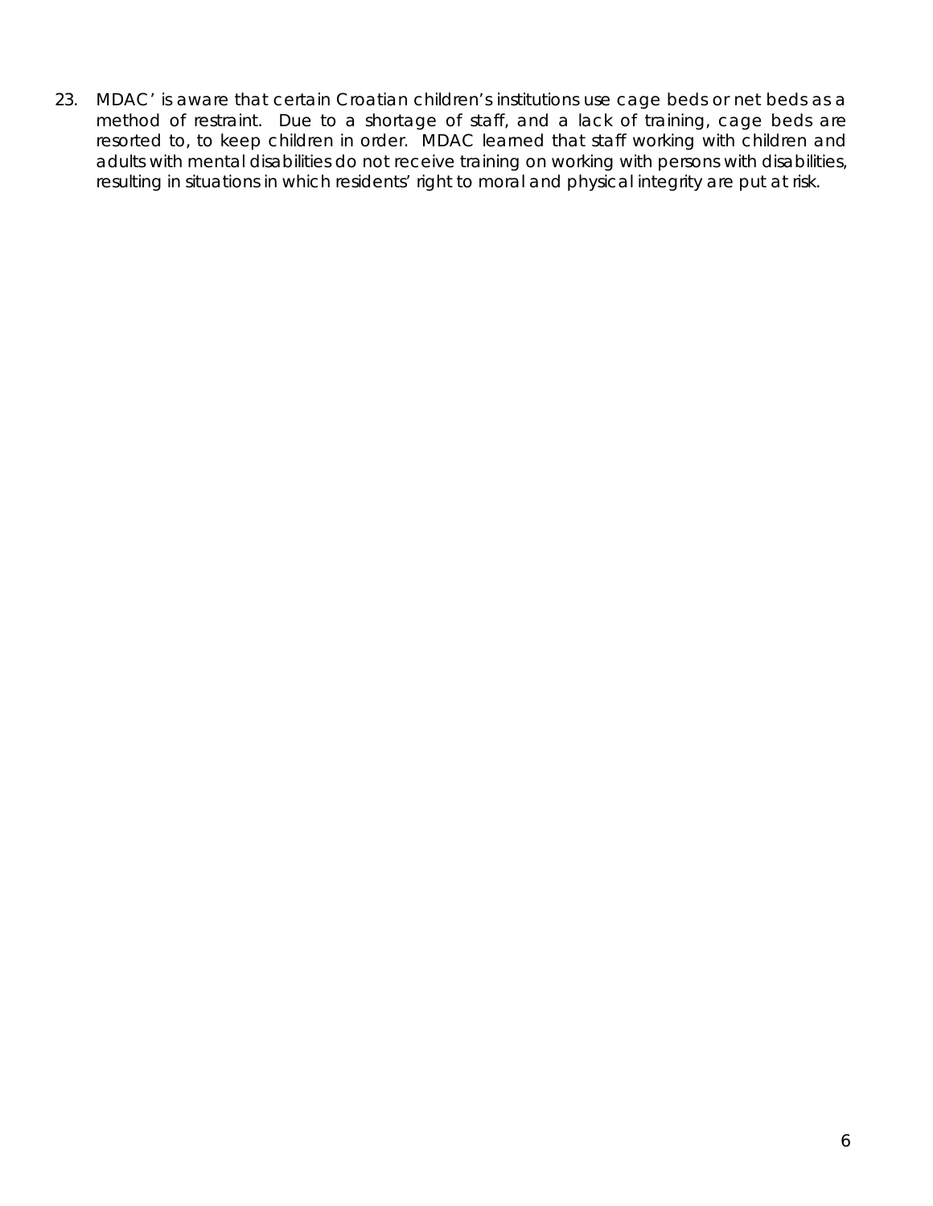23. MDAC' is aware that certain Croatian children's institutions use cage beds or net beds as a method of restraint. Due to a shortage of staff, and a lack of training, cage beds are resorted to, to keep children in order. MDAC learned that staff working with children and adults with mental disabilities do not receive training on working with persons with disabilities, resulting in situations in which residents' right to moral and physical integrity are put at risk.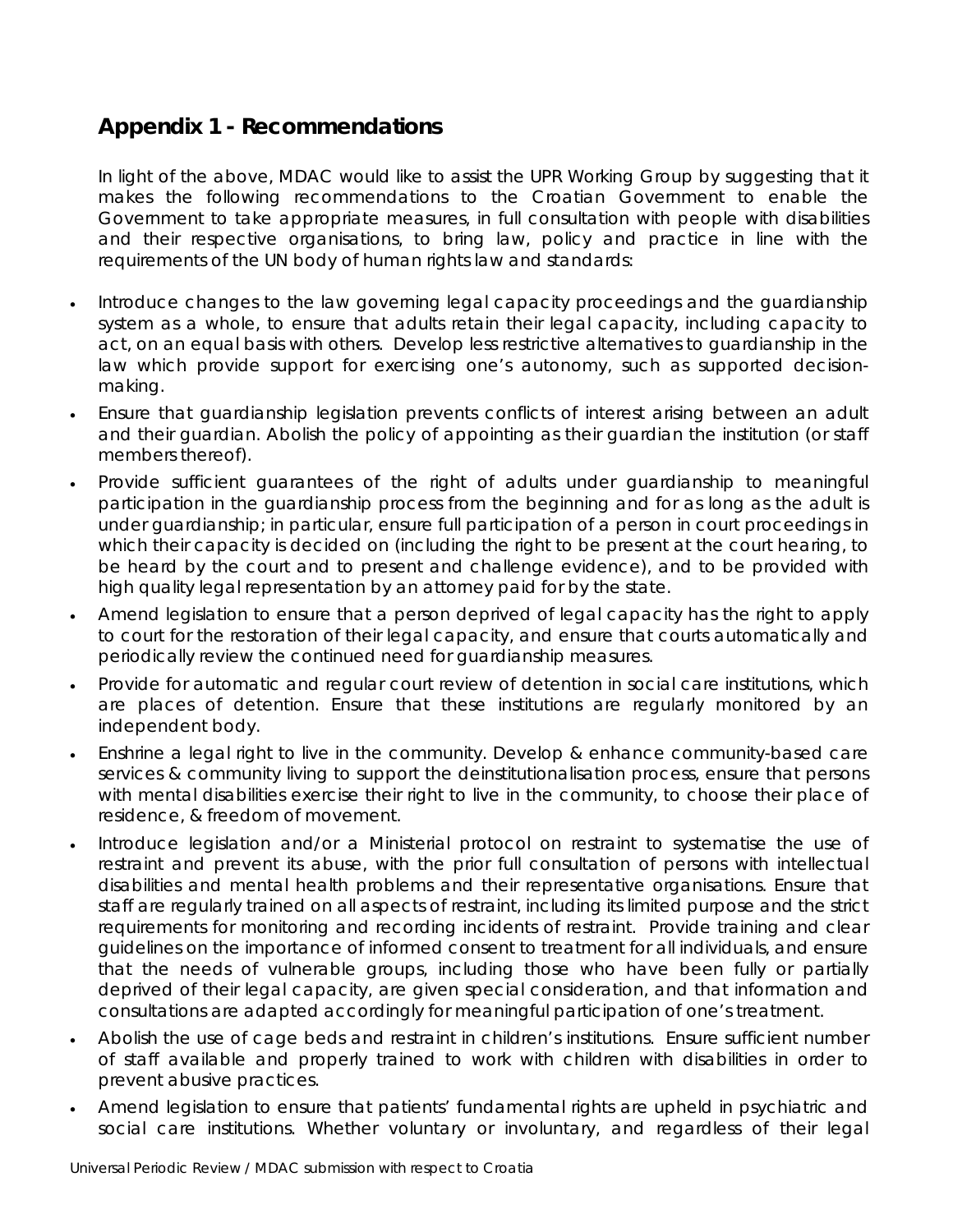## Appendix 1 - Recommendations

In light of the above, MDAC would like to assist the UPR Working Group by suggesting that it makes the following recommendations to the Croatian Government to enable the Government to take appropriate measures, in full consultation with people with disabilities and their respective organisations, to bring law, policy and practice in line with the requirements of the UN body of human rights law and standards:

- Introduce changes to the law governing legal capacity proceedings and the guardianship system as a whole, to ensure that adults retain their legal capacity, including capacity to act, on an equal basis with others. Develop less restrictive alternatives to guardianship in the law which provide support for exercising one's autonomy, such as supported decision-making.
- Ensure that guardianship legislation prevents conflicts of interest arising between an adult and their guardian. Abolish the policy of appointing as their guardian the institution (or staff members thereof).
- Provide sufficient guarantees of the right of adults under guardianship to meaningful participation in the guardianship process from the beginning and for as long as the adult is under guardianship; in particular, ensure full participation of a person in court proceedings in which their capacity is decided on (including the right to be present at the court hearing, to be heard by the court and to present and challenge evidence), and to be provided with high quality legal representation by an attorney paid for by the state.
- Amend legislation to ensure that a person deprived of legal capacity has the right to apply to court for the restoration of their legal capacity, and ensure that courts automatically and periodically review the continued need for guardianship measures.
- Provide for automatic and regular court review of detention in social care institutions, which are places of detention. Ensure that these institutions are regularly monitored by an independent body.
- Enshrine a legal right to live in the community. Develop & enhance community-based care services & community living to support the deinstitutionalisation process, ensure that persons with mental disabilities exercise their right to live in the community, to choose their place of residence, & freedom of movement.
- Introduce legislation and/or a Ministerial protocol on restraint to systematise the use of restraint and prevent its abuse, with the prior full consultation of persons with intellectual disabilities and mental health problems and their representative organisations. Ensure that staff are regularly trained on all aspects of restraint, including its limited purpose and the strict requirements for monitoring and recording incidents of restraint. Provide training and clear guidelines on the importance of informed consent to treatment for all individuals, and ensure that the needs of vulnerable groups, including those who have been fully or partially deprived of their legal capacity, are given special consideration, and that information and consultations are adapted accordingly for meaningful participation of one's treatment.
- Abolish the use of cage beds and restraint in children's institutions. Ensure sufficient number of staff available and properly trained to work with children with disabilities in order to prevent abusive practices.
- Amend legislation to ensure that patients' fundamental rights are upheld in psychiatric and social care institutions. Whether voluntary or involuntary, and regardless of their legal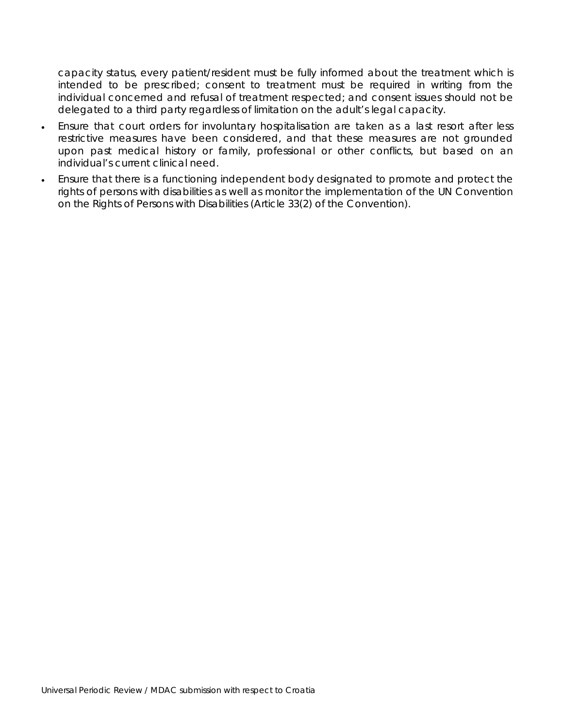capacity status, every patient/resident must be fully informed about the treatment which is intended to be prescribed; consent to treatment must be required in writing from the individual concerned and refusal of treatment respected; and consent issues should not be delegated to a third party regardless of limitation on the adult's legal capacity.

- Ensure that court orders for involuntary hospitalisation are taken as a last resort after less restrictive measures have been considered, and that these measures are not grounded upon past medical history or family, professional or other conflicts, but based on an individual's current clinical need.
- Ensure that there is a functioning independent body designated to promote and protect the rights of persons with disabilities as well as monitor the implementation of the UN Convention on the Rights of Persons with Disabilities (Article 33(2) of the Convention).